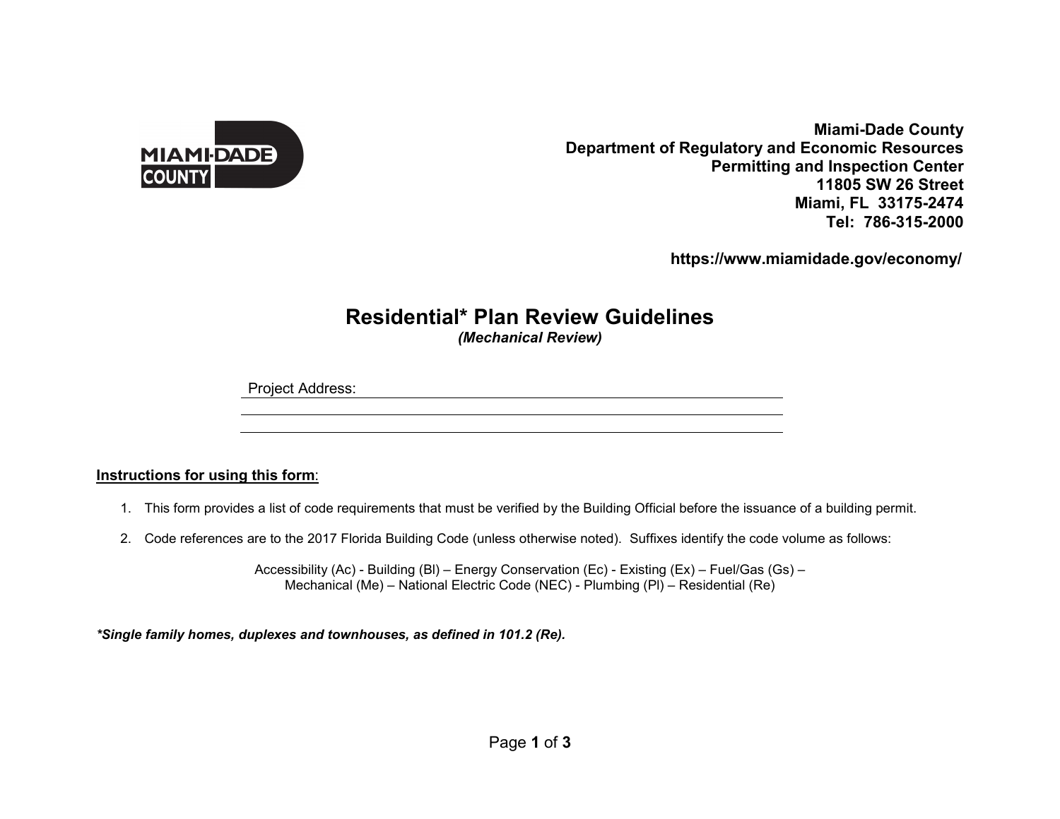**Miami-Dade County**
**Department of Regulatory and Economic Resources**
**Permitting and Inspection Center**
**11805 SW 26 Street**
**Miami, FL 33175-2474**
**Tel: 786-315-2000**

**https://www.miamidade.gov/economy/**

# Residential* Plan Review Guidelines

*(Mechanical Review)*

Project Address: ______________________________________________

______________________________________________

______________________________________________

**Instructions for using this form**:

1. This form provides a list of code requirements that must be verified by the Building Official before the issuance of a building permit.

2. Code references are to the 2017 Florida Building Code (unless otherwise noted). Suffixes identify the code volume as follows:

   Accessibility (Ac) - Building (Bl) – Energy Conservation (Ec) - Existing (Ex) – Fuel/Gas (Gs) – Mechanical (Me) – National Electric Code (NEC) - Plumbing (Pl) – Residential (Re)

***Single family homes, duplexes and townhouses, as defined in 101.2 (Re).***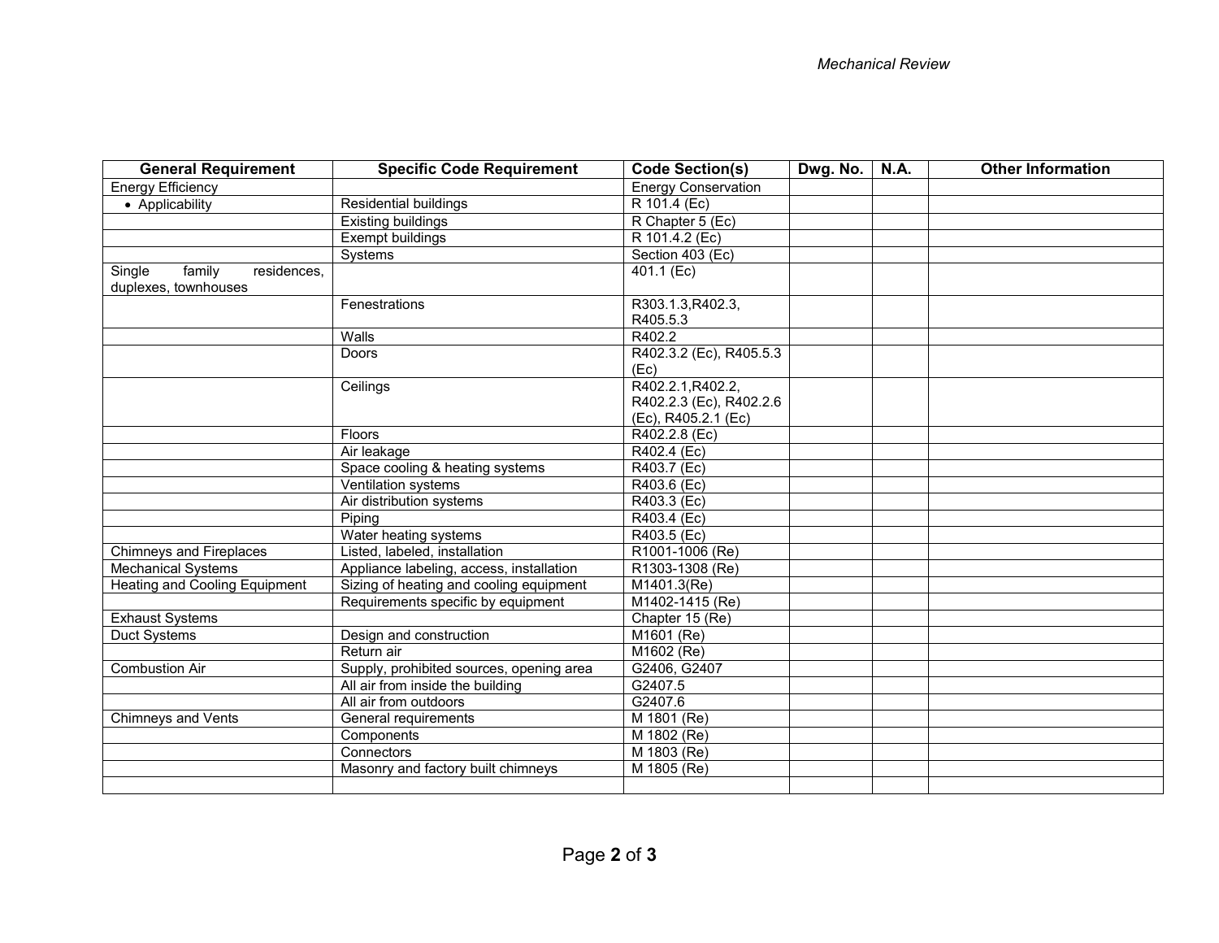| General Requirement | Specific Code Requirement | Code Section(s) | Dwg. No. | N.A. | Other Information |
|---|---|---|---|---|---|
| Energy Efficiency | | Energy Conservation | | | |
| • Applicability | Residential buildings | R 101.4 (Ec) | | | |
| | Existing buildings | R Chapter 5 (Ec) | | | |
| | Exempt buildings | R 101.4.2 (Ec) | | | |
| | Systems | Section 403 (Ec) | | | |
| Single family residences, duplexes, townhouses | | 401.1 (Ec) | | | |
| | Fenestrations | R303.1.3,R402.3, R405.5.3 | | | |
| | Walls | R402.2 | | | |
| | Doors | R402.3.2 (Ec), R405.5.3 (Ec) | | | |
| | Ceilings | R402.2.1,R402.2, R402.2.3 (Ec), R402.2.6 (Ec), R405.2.1 (Ec) | | | |
| | Floors | R402.2.8 (Ec) | | | |
| | Air leakage | R402.4 (Ec) | | | |
| | Space cooling & heating systems | R403.7 (Ec) | | | |
| | Ventilation systems | R403.6 (Ec) | | | |
| | Air distribution systems | R403.3 (Ec) | | | |
| | Piping | R403.4 (Ec) | | | |
| | Water heating systems | R403.5 (Ec) | | | |
| Chimneys and Fireplaces | Listed, labeled, installation | R1001-1006 (Re) | | | |
| Mechanical Systems | Appliance labeling, access, installation | R1303-1308 (Re) | | | |
| Heating and Cooling Equipment | Sizing of heating and cooling equipment | M1401.3(Re) | | | |
| | Requirements specific by equipment | M1402-1415 (Re) | | | |
| Exhaust Systems | | Chapter 15 (Re) | | | |
| Duct Systems | Design and construction | M1601 (Re) | | | |
| | Return air | M1602 (Re) | | | |
| Combustion Air | Supply, prohibited sources, opening area | G2406, G2407 | | | |
| | All air from inside the building | G2407.5 | | | |
| | All air from outdoors | G2407.6 | | | |
| Chimneys and Vents | General requirements | M 1801 (Re) | | | |
| | Components | M 1802 (Re) | | | |
| | Connectors | M 1803 (Re) | | | |
| | Masonry and factory built chimneys | M 1805 (Re) | | | |
| | | | | | |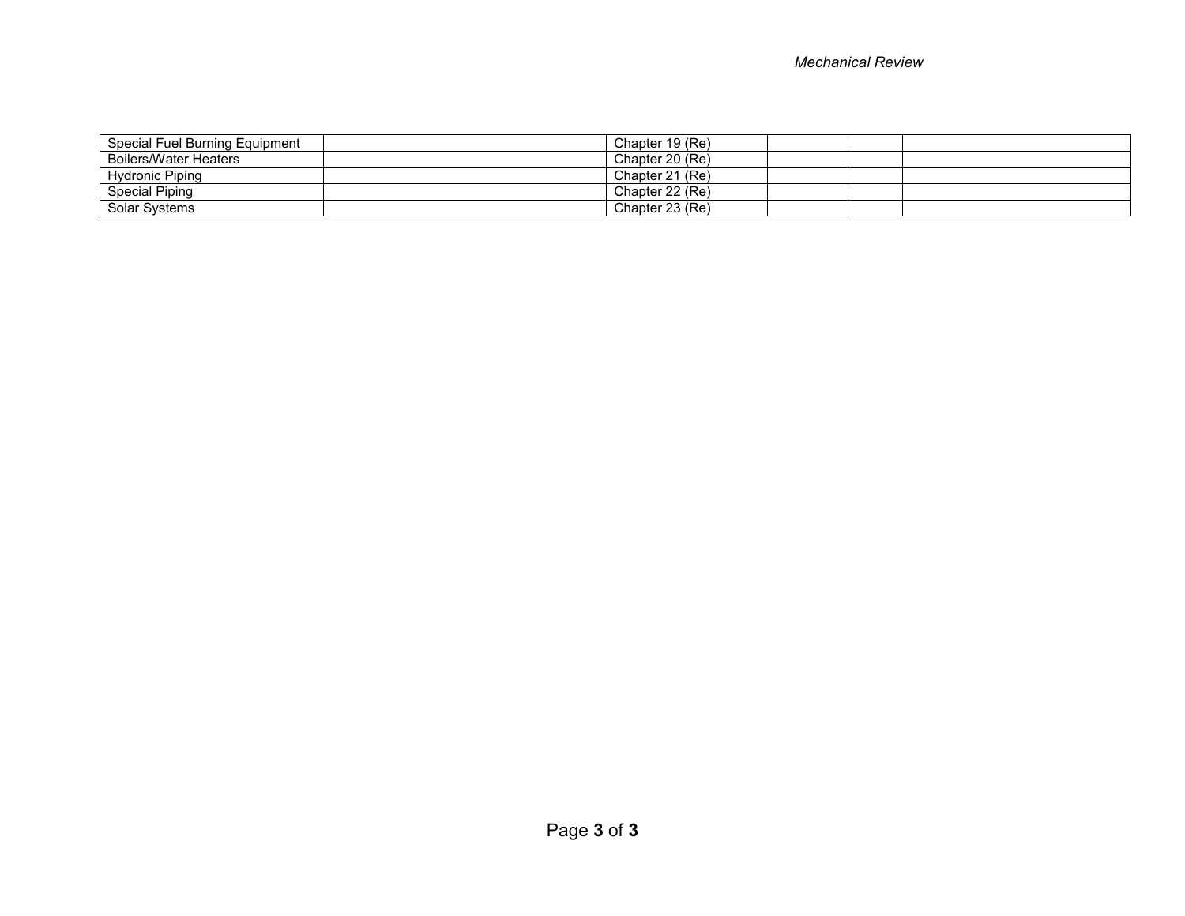| | | | | | |
|---|---|---|---|---|---|
| Special Fuel Burning Equipment | | Chapter 19 (Re) | | | |
| Boilers/Water Heaters | | Chapter 20 (Re) | | | |
| Hydronic Piping | | Chapter 21 (Re) | | | |
| Special Piping | | Chapter 22 (Re) | | | |
| Solar Systems | | Chapter 23 (Re) | | | |